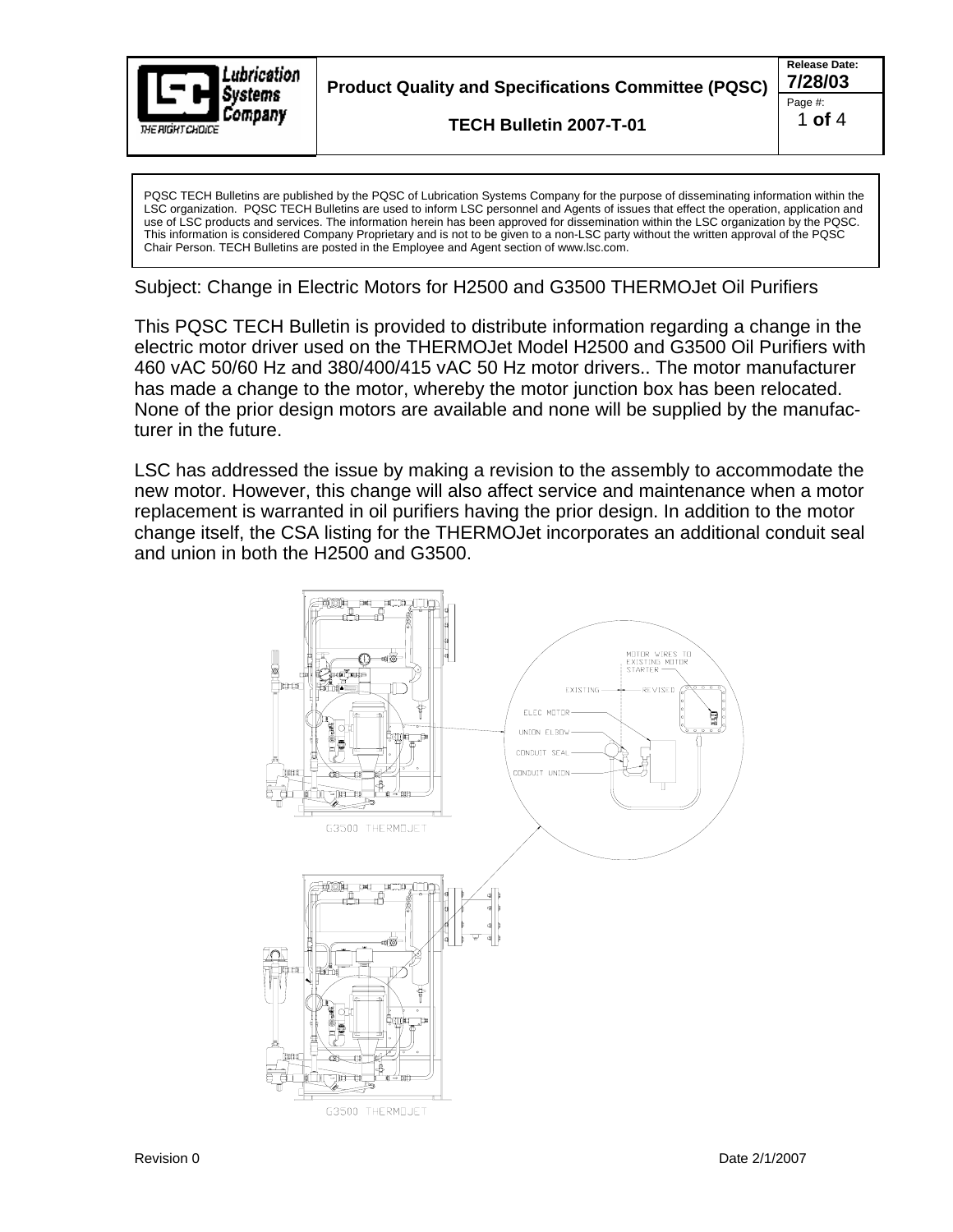| | Product Quality and Specifications Committee (PQSC) | Release Date: **7/28/03** |
|---|---|---|
| Lubrication Systems Company — THE RIGHT CHOICE | TECH Bulletin 2007-T-01 | |

PQSC TECH Bulletins are published by the PQSC of Lubrication Systems Company for the purpose of disseminating information within the LSC organization. PQSC TECH Bulletins are used to inform LSC personnel and Agents of issues that effect the operation, application and use of LSC products and services. The information herein has been approved for dissemination within the LSC organization by the PQSC. This information is considered Company Proprietary and is not to be given to a non-LSC party without the written approval of the PQSC Chair Person. TECH Bulletins are posted in the Employee and Agent section of www.lsc.com.

Subject: Change in Electric Motors for H2500 and G3500 THERMOJet Oil Purifiers

This PQSC TECH Bulletin is provided to distribute information regarding a change in the electric motor driver used on the THERMOJet Model H2500 and G3500 Oil Purifiers with 460 vAC 50/60 Hz and 380/400/415 vAC 50 Hz motor drivers.. The motor manufacturer has made a change to the motor, whereby the motor junction box has been relocated. None of the prior design motors are available and none will be supplied by the manufacturer in the future.

LSC has addressed the issue by making a revision to the assembly to accommodate the new motor. However, this change will also affect service and maintenance when a motor replacement is warranted in oil purifiers having the prior design. In addition to the motor change itself, the CSA listing for the THERMOJet incorporates an additional conduit seal and union in both the H2500 and G3500.

MOTOR WIRES TO EXISTING MOTOR STARTER

EXISTING — REVISED

ELEC MOTOR

UNION ELBOW

CONDUIT SEAL

CONDUIT UNION

G3500 THERMOJET

G3500 THERMOJET

Revision 0 Date 2/1/2007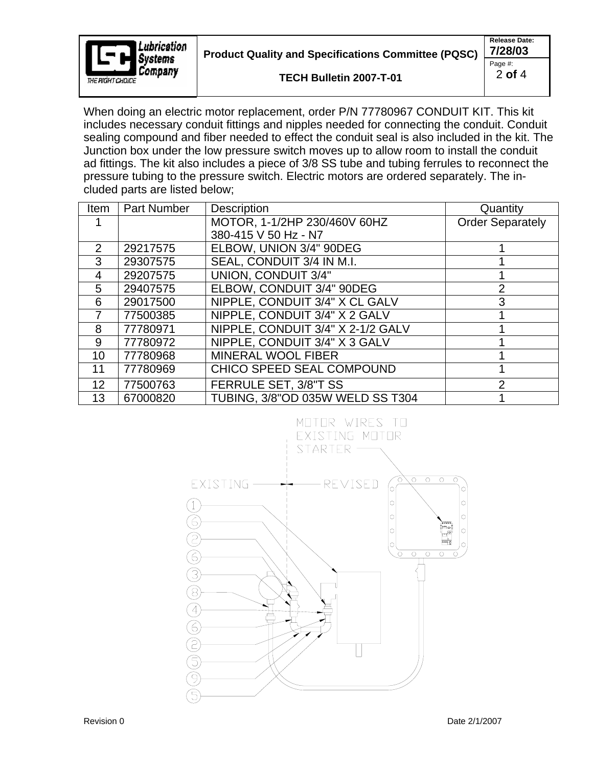When doing an electric motor replacement, order P/N 77780967 CONDUIT KIT. This kit includes necessary conduit fittings and nipples needed for connecting the conduit. Conduit sealing compound and fiber needed to effect the conduit seal is also included in the kit. The Junction box under the low pressure switch moves up to allow room to install the conduit ad fittings. The kit also includes a piece of 3/8 SS tube and tubing ferrules to reconnect the pressure tubing to the pressure switch. Electric motors are ordered separately. The included parts are listed below;

| Item | Part Number | Description | Quantity |
|---|---|---|---|
| 1 | | MOTOR, 1-1/2HP 230/460V 60HZ<br>380-415 V 50 Hz - N7 | Order Separately |
| 2 | 29217575 | ELBOW, UNION 3/4" 90DEG | 1 |
| 3 | 29307575 | SEAL, CONDUIT 3/4 IN M.I. | 1 |
| 4 | 29207575 | UNION, CONDUIT 3/4" | 1 |
| 5 | 29407575 | ELBOW, CONDUIT 3/4" 90DEG | 2 |
| 6 | 29017500 | NIPPLE, CONDUIT 3/4" X CL GALV | 3 |
| 7 | 77500385 | NIPPLE, CONDUIT 3/4" X 2 GALV | 1 |
| 8 | 77780971 | NIPPLE, CONDUIT 3/4" X 2-1/2 GALV | 1 |
| 9 | 77780972 | NIPPLE, CONDUIT 3/4" X 3 GALV | 1 |
| 10 | 77780968 | MINERAL WOOL FIBER | 1 |
| 11 | 77780969 | CHICO SPEED SEAL COMPOUND | 1 |
| 12 | 77500763 | FERRULE SET, 3/8"T SS | 2 |
| 13 | 67000820 | TUBING, 3/8"OD 035W WELD SS T304 | 1 |

MOTOR WIRES TO EXISTING MOTOR STARTER

EXISTING — REVISED

1, 6, 2, 6, 3, 8, 4, 6, 2, 5, 9, 5

Revision 0

Date 2/1/2007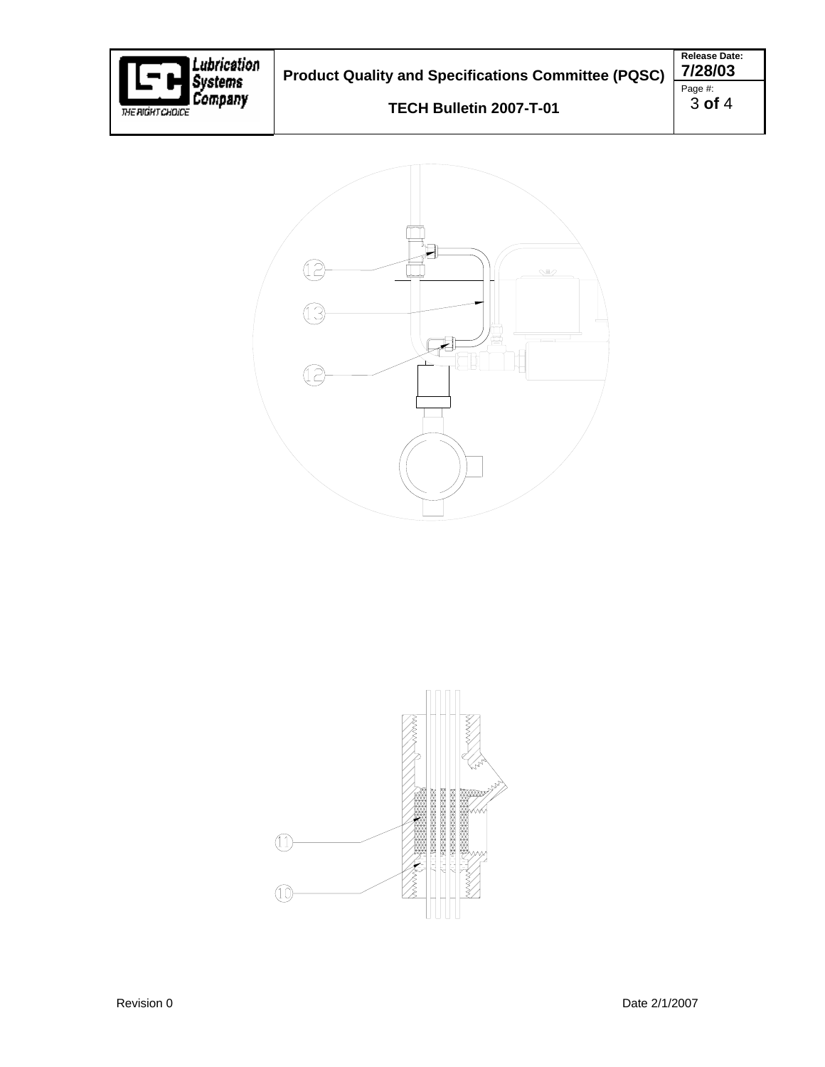12

13

12

11

10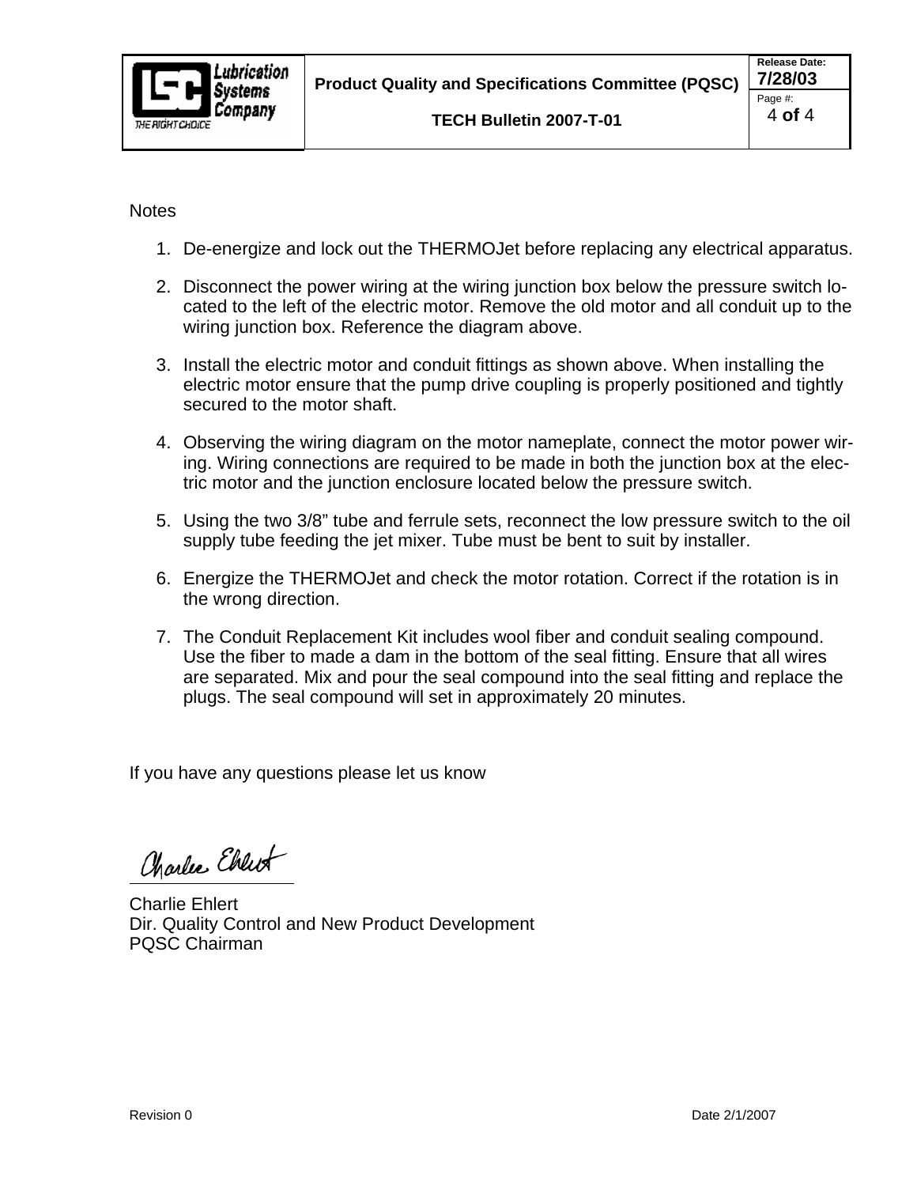Notes

1. De-energize and lock out the THERMOJet before replacing any electrical apparatus.
2. Disconnect the power wiring at the wiring junction box below the pressure switch located to the left of the electric motor. Remove the old motor and all conduit up to the wiring junction box. Reference the diagram above.
3. Install the electric motor and conduit fittings as shown above. When installing the electric motor ensure that the pump drive coupling is properly positioned and tightly secured to the motor shaft.
4. Observing the wiring diagram on the motor nameplate, connect the motor power wiring. Wiring connections are required to be made in both the junction box at the electric motor and the junction enclosure located below the pressure switch.
5. Using the two 3/8" tube and ferrule sets, reconnect the low pressure switch to the oil supply tube feeding the jet mixer. Tube must be bent to suit by installer.
6. Energize the THERMOJet and check the motor rotation. Correct if the rotation is in the wrong direction.
7. The Conduit Replacement Kit includes wool fiber and conduit sealing compound. Use the fiber to made a dam in the bottom of the seal fitting. Ensure that all wires are separated. Mix and pour the seal compound into the seal fitting and replace the plugs. The seal compound will set in approximately 20 minutes.

If you have any questions please let us know

Charlie Ehlert
Dir. Quality Control and New Product Development
PQSC Chairman